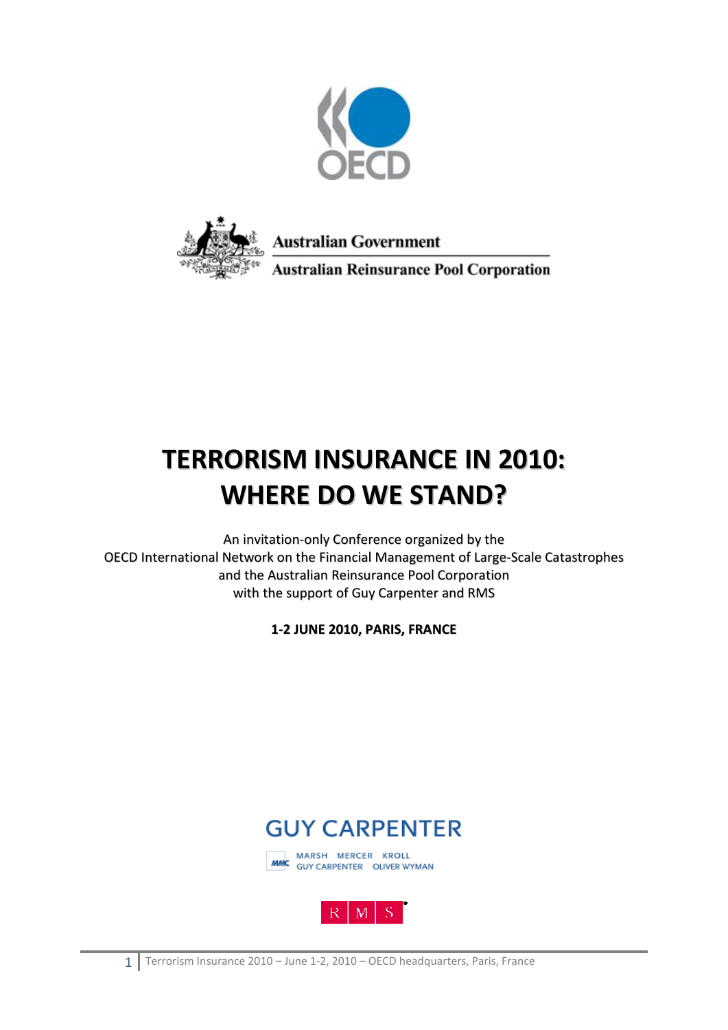Australian Government

Australian Reinsurance Pool Corporation

# TERRORISM INSURANCE IN 2010: WHERE DO WE STAND?

An invitation-only Conference organized by the
OECD International Network on the Financial Management of Large-Scale Catastrophes
and the Australian Reinsurance Pool Corporation
with the support of Guy Carpenter and RMS

**1-2 JUNE 2010, PARIS, FRANCE**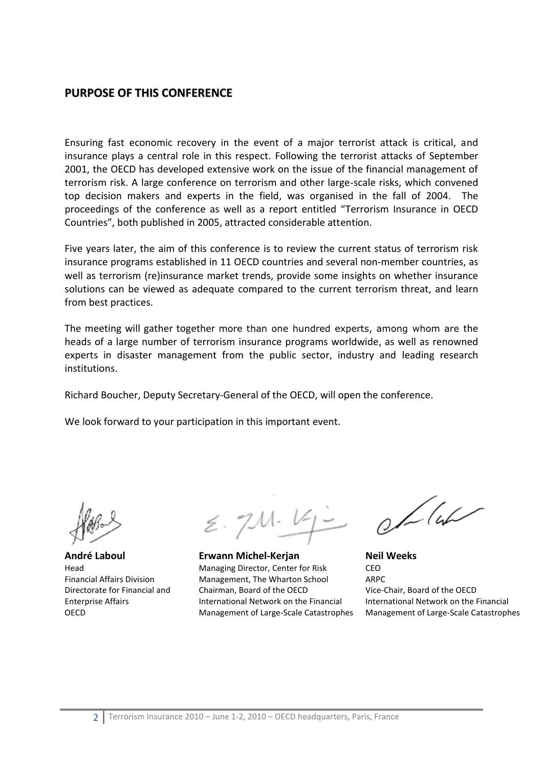## PURPOSE OF THIS CONFERENCE

Ensuring fast economic recovery in the event of a major terrorist attack is critical, and insurance plays a central role in this respect. Following the terrorist attacks of September 2001, the OECD has developed extensive work on the issue of the financial management of terrorism risk. A large conference on terrorism and other large-scale risks, which convened top decision makers and experts in the field, was organised in the fall of 2004. The proceedings of the conference as well as a report entitled "Terrorism Insurance in OECD Countries", both published in 2005, attracted considerable attention.

Five years later, the aim of this conference is to review the current status of terrorism risk insurance programs established in 11 OECD countries and several non-member countries, as well as terrorism (re)insurance market trends, provide some insights on whether insurance solutions can be viewed as adequate compared to the current terrorism threat, and learn from best practices.

The meeting will gather together more than one hundred experts, among whom are the heads of a large number of terrorism insurance programs worldwide, as well as renowned experts in disaster management from the public sector, industry and leading research institutions.

Richard Boucher, Deputy Secretary-General of the OECD, will open the conference.

We look forward to your participation in this important event.

**André Laboul**
Head
Financial Affairs Division
Directorate for Financial and Enterprise Affairs
OECD

**Erwann Michel-Kerjan**
Managing Director, Center for Risk Management, The Wharton School
Chairman, Board of the OECD International Network on the Financial Management of Large-Scale Catastrophes

**Neil Weeks**
CEO
ARPC
Vice-Chair, Board of the OECD International Network on the Financial Management of Large-Scale Catastrophes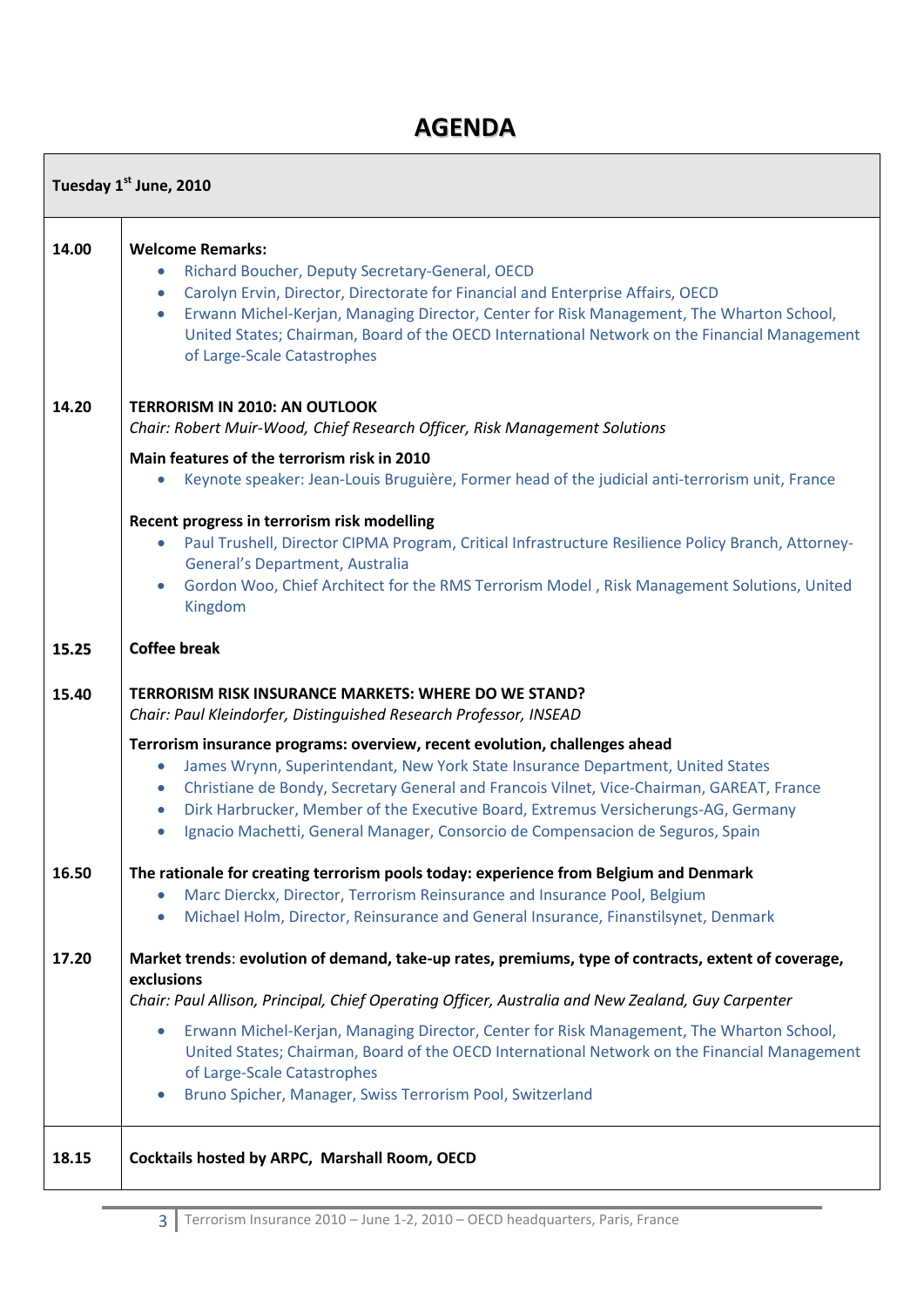# AGENDA

| Tuesday 1st June, 2010 | |
|---|---|
| 14.00 | **Welcome Remarks:**<br>• Richard Boucher, Deputy Secretary-General, OECD<br>• Carolyn Ervin, Director, Directorate for Financial and Enterprise Affairs, OECD<br>• Erwann Michel-Kerjan, Managing Director, Center for Risk Management, The Wharton School, United States; Chairman, Board of the OECD International Network on the Financial Management of Large-Scale Catastrophes |
| 14.20 | **TERRORISM IN 2010: AN OUTLOOK**<br>*Chair: Robert Muir-Wood, Chief Research Officer, Risk Management Solutions*<br>**Main features of the terrorism risk in 2010**<br>• Keynote speaker: Jean-Louis Bruguière, Former head of the judicial anti-terrorism unit, France<br>**Recent progress in terrorism risk modelling**<br>• Paul Trushell, Director CIPMA Program, Critical Infrastructure Resilience Policy Branch, Attorney-General's Department, Australia<br>• Gordon Woo, Chief Architect for the RMS Terrorism Model , Risk Management Solutions, United Kingdom |
| 15.25 | **Coffee break** |
| 15.40 | **TERRORISM RISK INSURANCE MARKETS: WHERE DO WE STAND?**<br>*Chair: Paul Kleindorfer, Distinguished Research Professor, INSEAD*<br>**Terrorism insurance programs: overview, recent evolution, challenges ahead**<br>• James Wrynn, Superintendant, New York State Insurance Department, United States<br>• Christiane de Bondy, Secretary General and Francois Vilnet, Vice-Chairman, GAREAT, France<br>• Dirk Harbrucker, Member of the Executive Board, Extremus Versicherungs-AG, Germany<br>• Ignacio Machetti, General Manager, Consorcio de Compensacion de Seguros, Spain |
| 16.50 | **The rationale for creating terrorism pools today: experience from Belgium and Denmark**<br>• Marc Dierckx, Director, Terrorism Reinsurance and Insurance Pool, Belgium<br>• Michael Holm, Director, Reinsurance and General Insurance, Finanstilsynet, Denmark |
| 17.20 | **Market trends**: **evolution of demand, take-up rates, premiums, type of contracts, extent of coverage, exclusions**<br>*Chair: Paul Allison, Principal, Chief Operating Officer, Australia and New Zealand, Guy Carpenter*<br>• Erwann Michel-Kerjan, Managing Director, Center for Risk Management, The Wharton School, United States; Chairman, Board of the OECD International Network on the Financial Management of Large-Scale Catastrophes<br>• Bruno Spicher, Manager, Swiss Terrorism Pool, Switzerland |
| 18.15 | **Cocktails hosted by ARPC, Marshall Room, OECD** |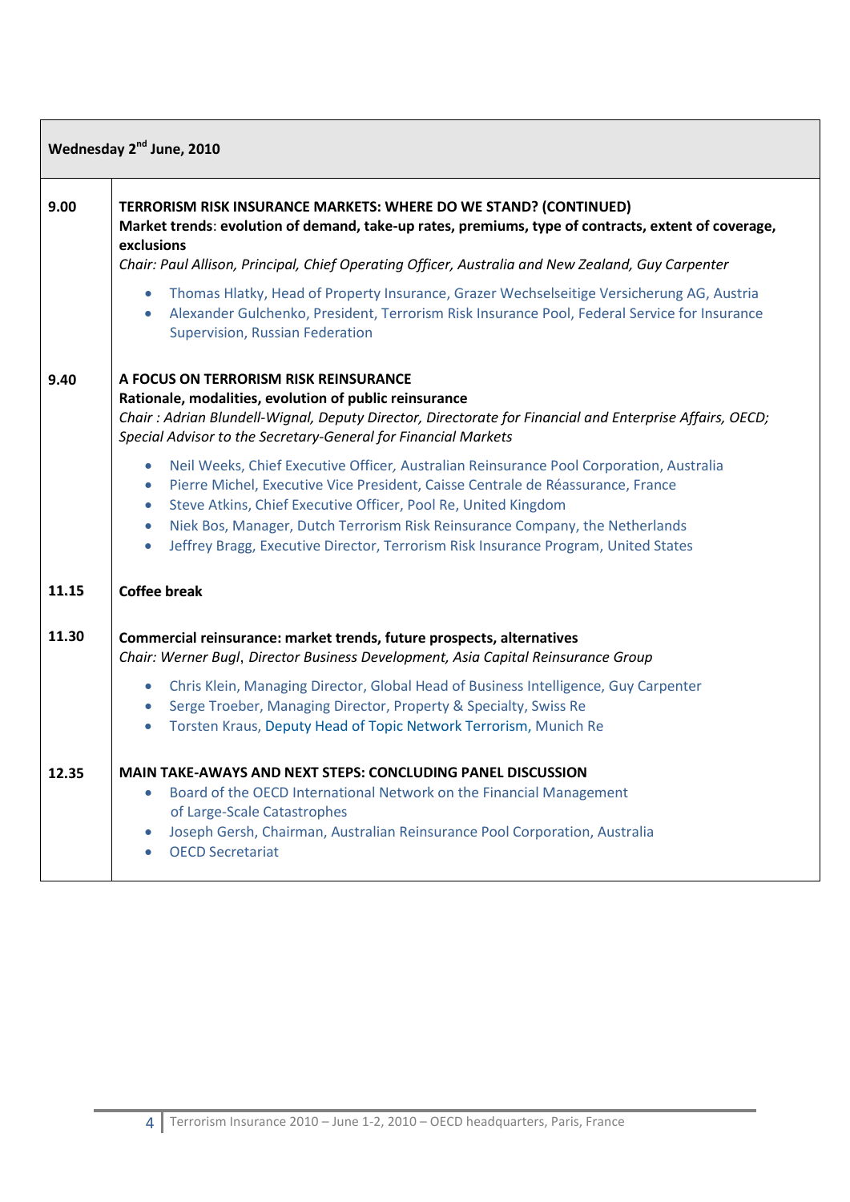| Wednesday 2nd June, 2010 | |
|---|---|
| **9.00** | **TERRORISM RISK INSURANCE MARKETS: WHERE DO WE STAND? (CONTINUED)**<br>**Market trends: evolution of demand, take-up rates, premiums, type of contracts, extent of coverage, exclusions**<br>*Chair: Paul Allison, Principal, Chief Operating Officer, Australia and New Zealand, Guy Carpenter*<br>• Thomas Hlatky, Head of Property Insurance, Grazer Wechselseitige Versicherung AG, Austria<br>• Alexander Gulchenko, President, Terrorism Risk Insurance Pool, Federal Service for Insurance Supervision, Russian Federation |
| **9.40** | **A FOCUS ON TERRORISM RISK REINSURANCE**<br>**Rationale, modalities, evolution of public reinsurance**<br>*Chair : Adrian Blundell-Wignal, Deputy Director, Directorate for Financial and Enterprise Affairs, OECD; Special Advisor to the Secretary-General for Financial Markets*<br>• Neil Weeks, Chief Executive Officer, Australian Reinsurance Pool Corporation, Australia<br>• Pierre Michel, Executive Vice President, Caisse Centrale de Réassurance, France<br>• Steve Atkins, Chief Executive Officer, Pool Re, United Kingdom<br>• Niek Bos, Manager, Dutch Terrorism Risk Reinsurance Company, the Netherlands<br>• Jeffrey Bragg, Executive Director, Terrorism Risk Insurance Program, United States |
| **11.15** | **Coffee break** |
| **11.30** | **Commercial reinsurance: market trends, future prospects, alternatives**<br>*Chair: Werner Bugl, Director Business Development, Asia Capital Reinsurance Group*<br>• Chris Klein, Managing Director, Global Head of Business Intelligence, Guy Carpenter<br>• Serge Troeber, Managing Director, Property & Specialty, Swiss Re<br>• Torsten Kraus, Deputy Head of Topic Network Terrorism, Munich Re |
| **12.35** | **MAIN TAKE-AWAYS AND NEXT STEPS: CONCLUDING PANEL DISCUSSION**<br>• Board of the OECD International Network on the Financial Management of Large-Scale Catastrophes<br>• Joseph Gersh, Chairman, Australian Reinsurance Pool Corporation, Australia<br>• OECD Secretariat |